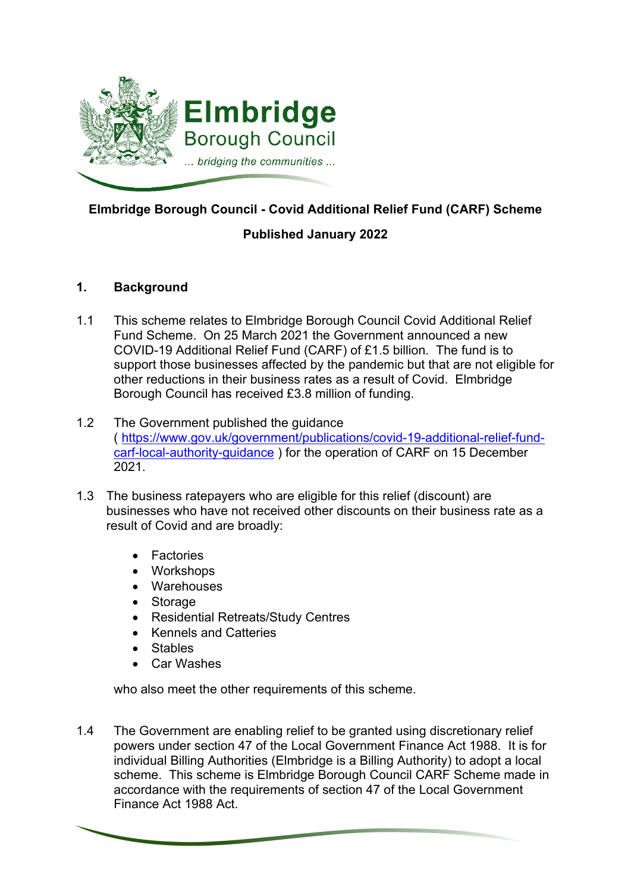Elmbridge
Borough Council
... bridging the communities ...

# Elmbridge Borough Council - Covid Additional Relief Fund (CARF) Scheme

**Published January 2022**

## 1. Background

1.1 This scheme relates to Elmbridge Borough Council Covid Additional Relief Fund Scheme. On 25 March 2021 the Government announced a new COVID-19 Additional Relief Fund (CARF) of £1.5 billion. The fund is to support those businesses affected by the pandemic but that are not eligible for other reductions in their business rates as a result of Covid. Elmbridge Borough Council has received £3.8 million of funding.

1.2 The Government published the guidance ( https://www.gov.uk/government/publications/covid-19-additional-relief-fund-carf-local-authority-guidance ) for the operation of CARF on 15 December 2021.

1.3 The business ratepayers who are eligible for this relief (discount) are businesses who have not received other discounts on their business rate as a result of Covid and are broadly:

- Factories
- Workshops
- Warehouses
- Storage
- Residential Retreats/Study Centres
- Kennels and Catteries
- Stables
- Car Washes

who also meet the other requirements of this scheme.

1.4 The Government are enabling relief to be granted using discretionary relief powers under section 47 of the Local Government Finance Act 1988. It is for individual Billing Authorities (Elmbridge is a Billing Authority) to adopt a local scheme. This scheme is Elmbridge Borough Council CARF Scheme made in accordance with the requirements of section 47 of the Local Government Finance Act 1988 Act.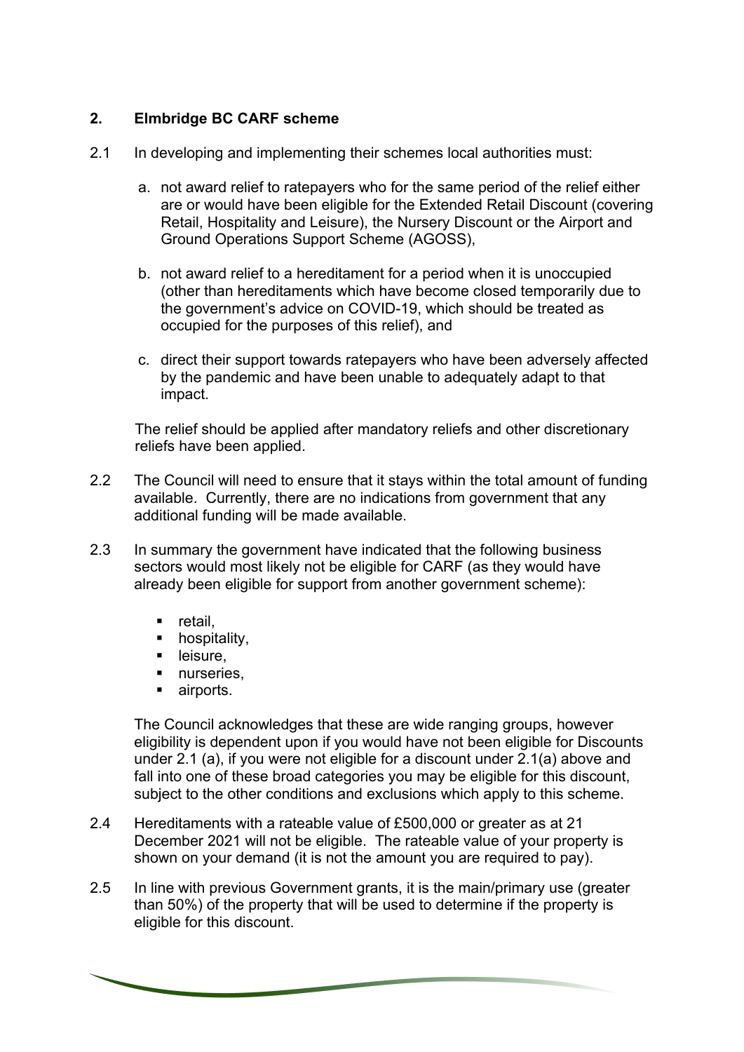## 2. Elmbridge BC CARF scheme

2.1 In developing and implementing their schemes local authorities must:

a. not award relief to ratepayers who for the same period of the relief either are or would have been eligible for the Extended Retail Discount (covering Retail, Hospitality and Leisure), the Nursery Discount or the Airport and Ground Operations Support Scheme (AGOSS),

b. not award relief to a hereditament for a period when it is unoccupied (other than hereditaments which have become closed temporarily due to the government's advice on COVID-19, which should be treated as occupied for the purposes of this relief), and

c. direct their support towards ratepayers who have been adversely affected by the pandemic and have been unable to adequately adapt to that impact.

The relief should be applied after mandatory reliefs and other discretionary reliefs have been applied.

2.2 The Council will need to ensure that it stays within the total amount of funding available. Currently, there are no indications from government that any additional funding will be made available.

2.3 In summary the government have indicated that the following business sectors would most likely not be eligible for CARF (as they would have already been eligible for support from another government scheme):

- retail,
- hospitality,
- leisure,
- nurseries,
- airports.

The Council acknowledges that these are wide ranging groups, however eligibility is dependent upon if you would have not been eligible for Discounts under 2.1 (a), if you were not eligible for a discount under 2.1(a) above and fall into one of these broad categories you may be eligible for this discount, subject to the other conditions and exclusions which apply to this scheme.

2.4 Hereditaments with a rateable value of £500,000 or greater as at 21 December 2021 will not be eligible. The rateable value of your property is shown on your demand (it is not the amount you are required to pay).

2.5 In line with previous Government grants, it is the main/primary use (greater than 50%) of the property that will be used to determine if the property is eligible for this discount.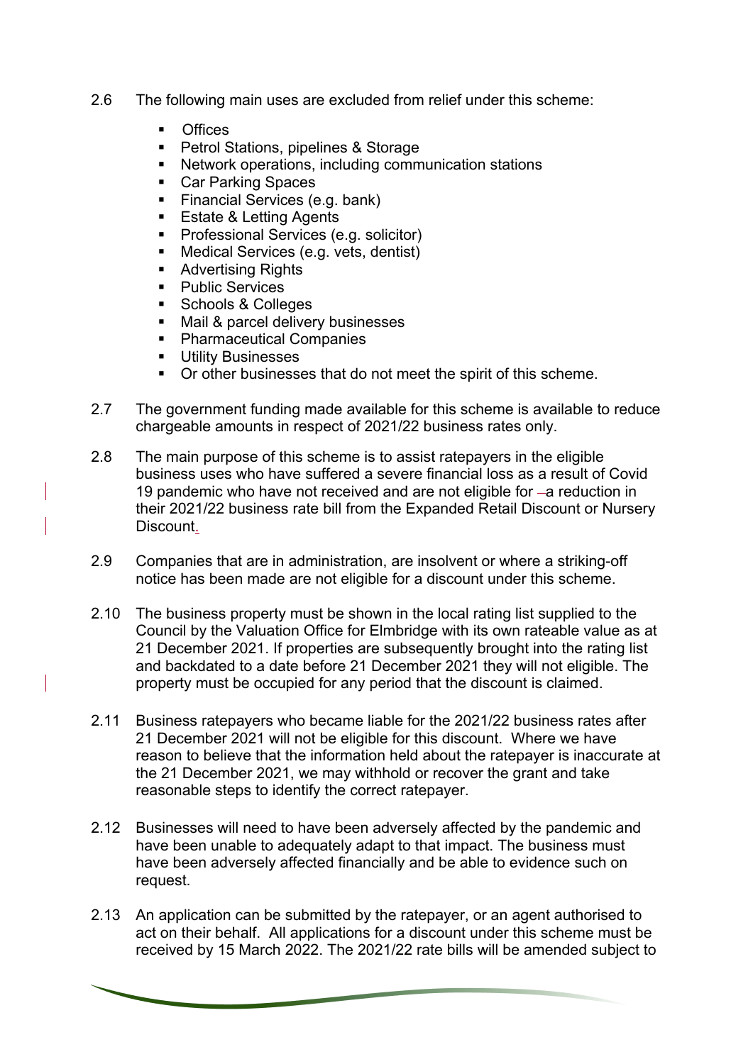2.6 The following main uses are excluded from relief under this scheme:

- Offices
- Petrol Stations, pipelines & Storage
- Network operations, including communication stations
- Car Parking Spaces
- Financial Services (e.g. bank)
- Estate & Letting Agents
- Professional Services (e.g. solicitor)
- Medical Services (e.g. vets, dentist)
- Advertising Rights
- Public Services
- Schools & Colleges
- Mail & parcel delivery businesses
- Pharmaceutical Companies
- Utility Businesses
- Or other businesses that do not meet the spirit of this scheme.

2.7 The government funding made available for this scheme is available to reduce chargeable amounts in respect of 2021/22 business rates only.

2.8 The main purpose of this scheme is to assist ratepayers in the eligible business uses who have suffered a severe financial loss as a result of Covid 19 pandemic who have not received and are not eligible for a reduction in their 2021/22 business rate bill from the Expanded Retail Discount or Nursery Discount.

2.9 Companies that are in administration, are insolvent or where a striking-off notice has been made are not eligible for a discount under this scheme.

2.10 The business property must be shown in the local rating list supplied to the Council by the Valuation Office for Elmbridge with its own rateable value as at 21 December 2021. If properties are subsequently brought into the rating list and backdated to a date before 21 December 2021 they will not eligible. The property must be occupied for any period that the discount is claimed.

2.11 Business ratepayers who became liable for the 2021/22 business rates after 21 December 2021 will not be eligible for this discount. Where we have reason to believe that the information held about the ratepayer is inaccurate at the 21 December 2021, we may withhold or recover the grant and take reasonable steps to identify the correct ratepayer.

2.12 Businesses will need to have been adversely affected by the pandemic and have been unable to adequately adapt to that impact. The business must have been adversely affected financially and be able to evidence such on request.

2.13 An application can be submitted by the ratepayer, or an agent authorised to act on their behalf. All applications for a discount under this scheme must be received by 15 March 2022. The 2021/22 rate bills will be amended subject to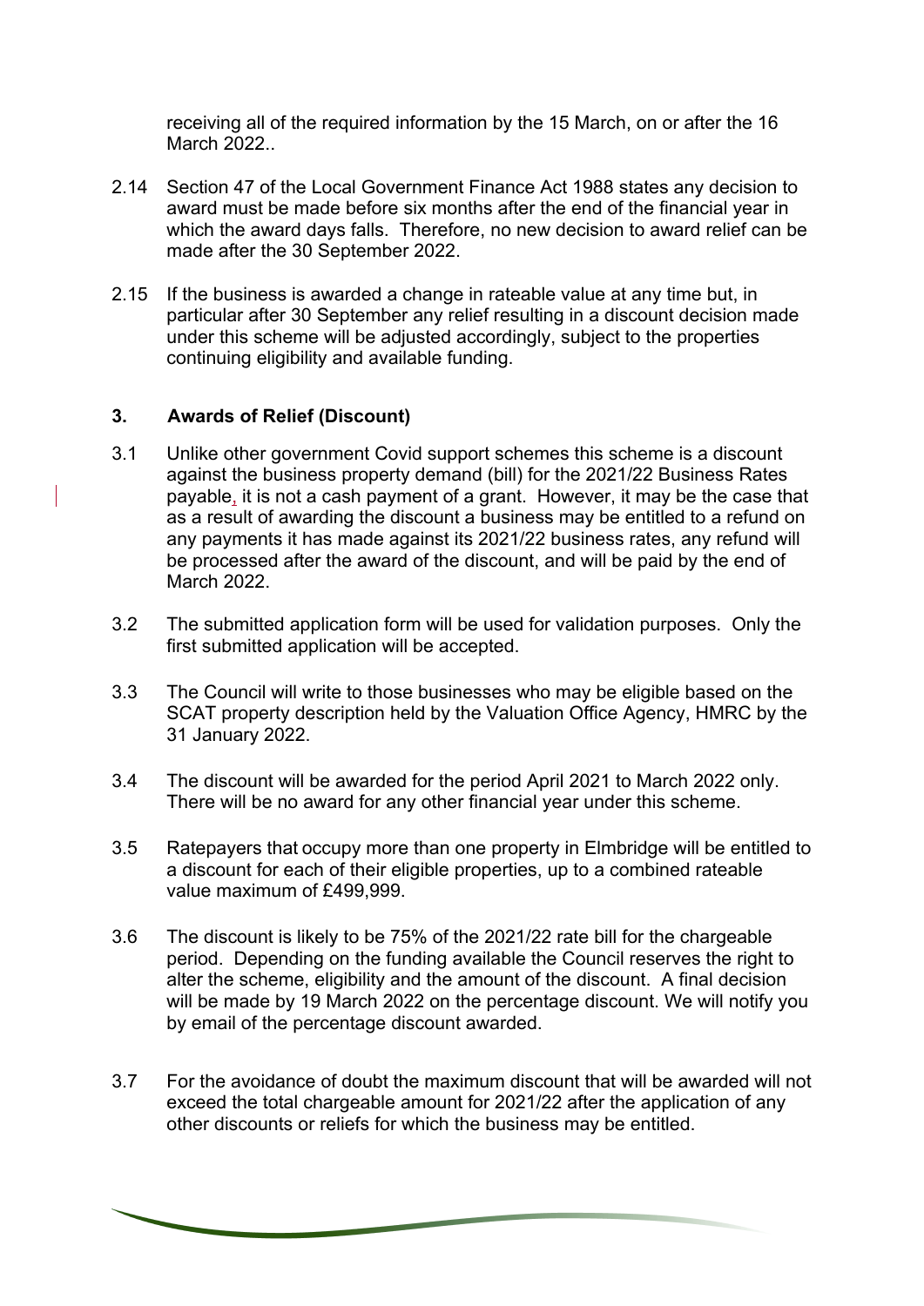receiving all of the required information by the 15 March, on or after the 16 March 2022..

2.14 Section 47 of the Local Government Finance Act 1988 states any decision to award must be made before six months after the end of the financial year in which the award days falls. Therefore, no new decision to award relief can be made after the 30 September 2022.

2.15 If the business is awarded a change in rateable value at any time but, in particular after 30 September any relief resulting in a discount decision made under this scheme will be adjusted accordingly, subject to the properties continuing eligibility and available funding.

## 3. Awards of Relief (Discount)

3.1 Unlike other government Covid support schemes this scheme is a discount against the business property demand (bill) for the 2021/22 Business Rates payable, it is not a cash payment of a grant. However, it may be the case that as a result of awarding the discount a business may be entitled to a refund on any payments it has made against its 2021/22 business rates, any refund will be processed after the award of the discount, and will be paid by the end of March 2022.

3.2 The submitted application form will be used for validation purposes. Only the first submitted application will be accepted.

3.3 The Council will write to those businesses who may be eligible based on the SCAT property description held by the Valuation Office Agency, HMRC by the 31 January 2022.

3.4 The discount will be awarded for the period April 2021 to March 2022 only. There will be no award for any other financial year under this scheme.

3.5 Ratepayers that occupy more than one property in Elmbridge will be entitled to a discount for each of their eligible properties, up to a combined rateable value maximum of £499,999.

3.6 The discount is likely to be 75% of the 2021/22 rate bill for the chargeable period. Depending on the funding available the Council reserves the right to alter the scheme, eligibility and the amount of the discount. A final decision will be made by 19 March 2022 on the percentage discount. We will notify you by email of the percentage discount awarded.

3.7 For the avoidance of doubt the maximum discount that will be awarded will not exceed the total chargeable amount for 2021/22 after the application of any other discounts or reliefs for which the business may be entitled.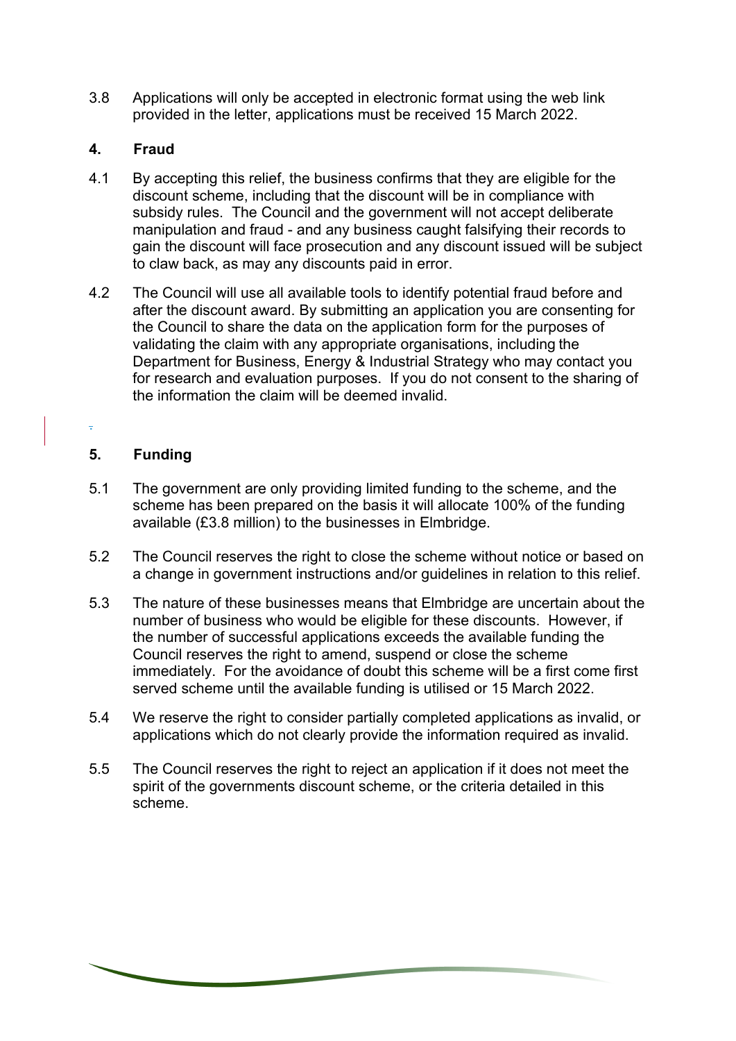3.8 Applications will only be accepted in electronic format using the web link provided in the letter, applications must be received 15 March 2022.

## 4. Fraud

4.1 By accepting this relief, the business confirms that they are eligible for the discount scheme, including that the discount will be in compliance with subsidy rules. The Council and the government will not accept deliberate manipulation and fraud - and any business caught falsifying their records to gain the discount will face prosecution and any discount issued will be subject to claw back, as may any discounts paid in error.

4.2 The Council will use all available tools to identify potential fraud before and after the discount award. By submitting an application you are consenting for the Council to share the data on the application form for the purposes of validating the claim with any appropriate organisations, including the Department for Business, Energy & Industrial Strategy who may contact you for research and evaluation purposes. If you do not consent to the sharing of the information the claim will be deemed invalid.

## 5. Funding

5.1 The government are only providing limited funding to the scheme, and the scheme has been prepared on the basis it will allocate 100% of the funding available (£3.8 million) to the businesses in Elmbridge.

5.2 The Council reserves the right to close the scheme without notice or based on a change in government instructions and/or guidelines in relation to this relief.

5.3 The nature of these businesses means that Elmbridge are uncertain about the number of business who would be eligible for these discounts. However, if the number of successful applications exceeds the available funding the Council reserves the right to amend, suspend or close the scheme immediately. For the avoidance of doubt this scheme will be a first come first served scheme until the available funding is utilised or 15 March 2022.

5.4 We reserve the right to consider partially completed applications as invalid, or applications which do not clearly provide the information required as invalid.

5.5 The Council reserves the right to reject an application if it does not meet the spirit of the governments discount scheme, or the criteria detailed in this scheme.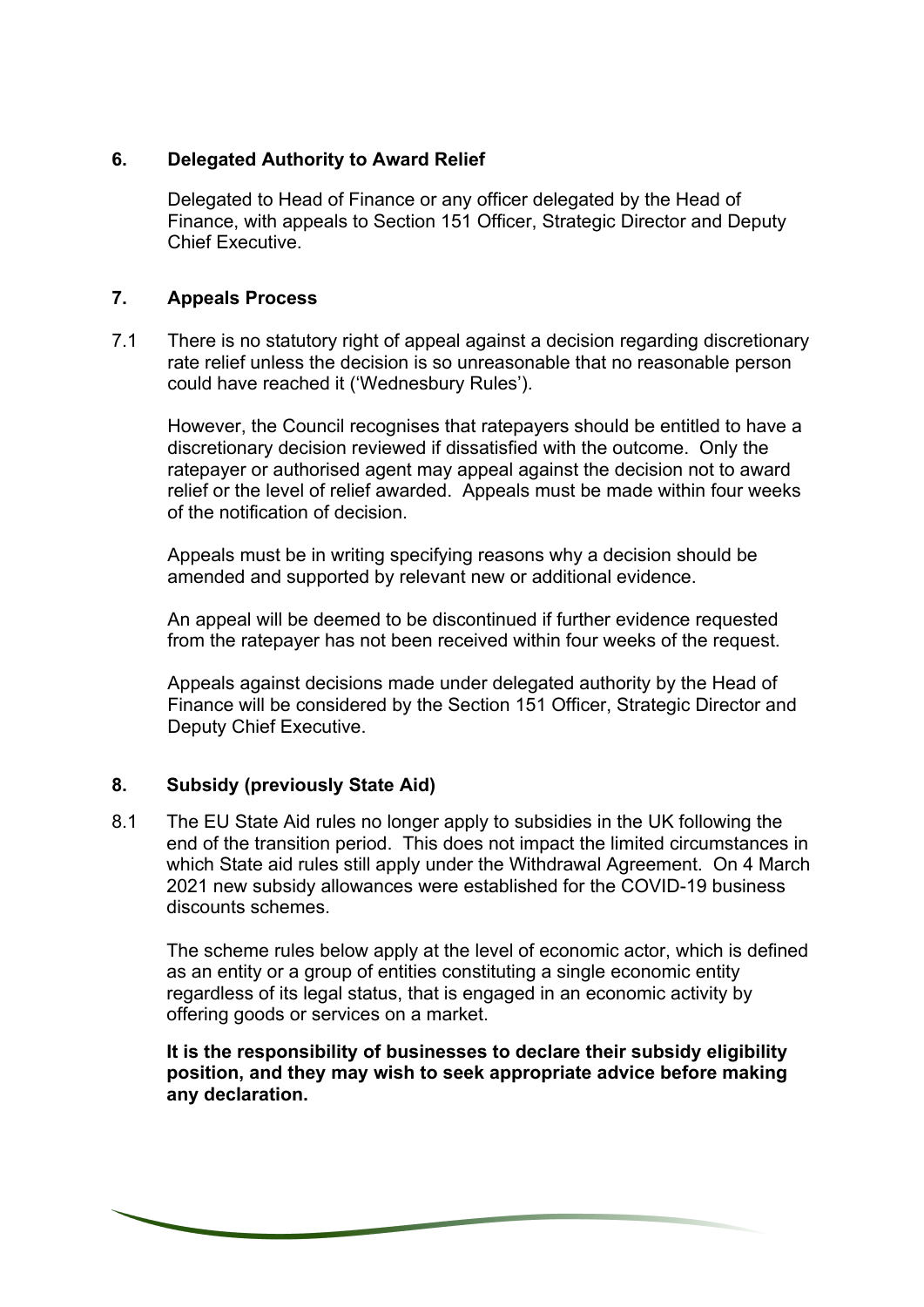## 6. Delegated Authority to Award Relief

Delegated to Head of Finance or any officer delegated by the Head of Finance, with appeals to Section 151 Officer, Strategic Director and Deputy Chief Executive.

## 7. Appeals Process

7.1 There is no statutory right of appeal against a decision regarding discretionary rate relief unless the decision is so unreasonable that no reasonable person could have reached it ('Wednesbury Rules').

However, the Council recognises that ratepayers should be entitled to have a discretionary decision reviewed if dissatisfied with the outcome. Only the ratepayer or authorised agent may appeal against the decision not to award relief or the level of relief awarded. Appeals must be made within four weeks of the notification of decision.

Appeals must be in writing specifying reasons why a decision should be amended and supported by relevant new or additional evidence.

An appeal will be deemed to be discontinued if further evidence requested from the ratepayer has not been received within four weeks of the request.

Appeals against decisions made under delegated authority by the Head of Finance will be considered by the Section 151 Officer, Strategic Director and Deputy Chief Executive.

## 8. Subsidy (previously State Aid)

8.1 The EU State Aid rules no longer apply to subsidies in the UK following the end of the transition period. This does not impact the limited circumstances in which State aid rules still apply under the Withdrawal Agreement. On 4 March 2021 new subsidy allowances were established for the COVID-19 business discounts schemes.

The scheme rules below apply at the level of economic actor, which is defined as an entity or a group of entities constituting a single economic entity regardless of its legal status, that is engaged in an economic activity by offering goods or services on a market.

**It is the responsibility of businesses to declare their subsidy eligibility position, and they may wish to seek appropriate advice before making any declaration.**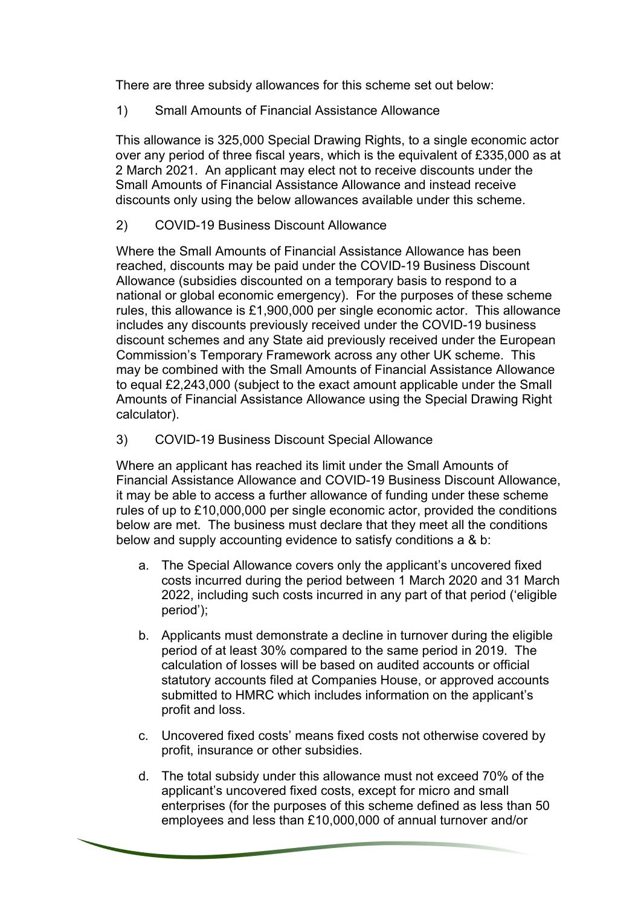There are three subsidy allowances for this scheme set out below:

1) Small Amounts of Financial Assistance Allowance

This allowance is 325,000 Special Drawing Rights, to a single economic actor over any period of three fiscal years, which is the equivalent of £335,000 as at 2 March 2021. An applicant may elect not to receive discounts under the Small Amounts of Financial Assistance Allowance and instead receive discounts only using the below allowances available under this scheme.

2) COVID-19 Business Discount Allowance

Where the Small Amounts of Financial Assistance Allowance has been reached, discounts may be paid under the COVID-19 Business Discount Allowance (subsidies discounted on a temporary basis to respond to a national or global economic emergency). For the purposes of these scheme rules, this allowance is £1,900,000 per single economic actor. This allowance includes any discounts previously received under the COVID-19 business discount schemes and any State aid previously received under the European Commission's Temporary Framework across any other UK scheme. This may be combined with the Small Amounts of Financial Assistance Allowance to equal £2,243,000 (subject to the exact amount applicable under the Small Amounts of Financial Assistance Allowance using the Special Drawing Right calculator).

3) COVID-19 Business Discount Special Allowance

Where an applicant has reached its limit under the Small Amounts of Financial Assistance Allowance and COVID-19 Business Discount Allowance, it may be able to access a further allowance of funding under these scheme rules of up to £10,000,000 per single economic actor, provided the conditions below are met. The business must declare that they meet all the conditions below and supply accounting evidence to satisfy conditions a & b:

a. The Special Allowance covers only the applicant's uncovered fixed costs incurred during the period between 1 March 2020 and 31 March 2022, including such costs incurred in any part of that period ('eligible period');

b. Applicants must demonstrate a decline in turnover during the eligible period of at least 30% compared to the same period in 2019. The calculation of losses will be based on audited accounts or official statutory accounts filed at Companies House, or approved accounts submitted to HMRC which includes information on the applicant's profit and loss.

c. Uncovered fixed costs' means fixed costs not otherwise covered by profit, insurance or other subsidies.

d. The total subsidy under this allowance must not exceed 70% of the applicant's uncovered fixed costs, except for micro and small enterprises (for the purposes of this scheme defined as less than 50 employees and less than £10,000,000 of annual turnover and/or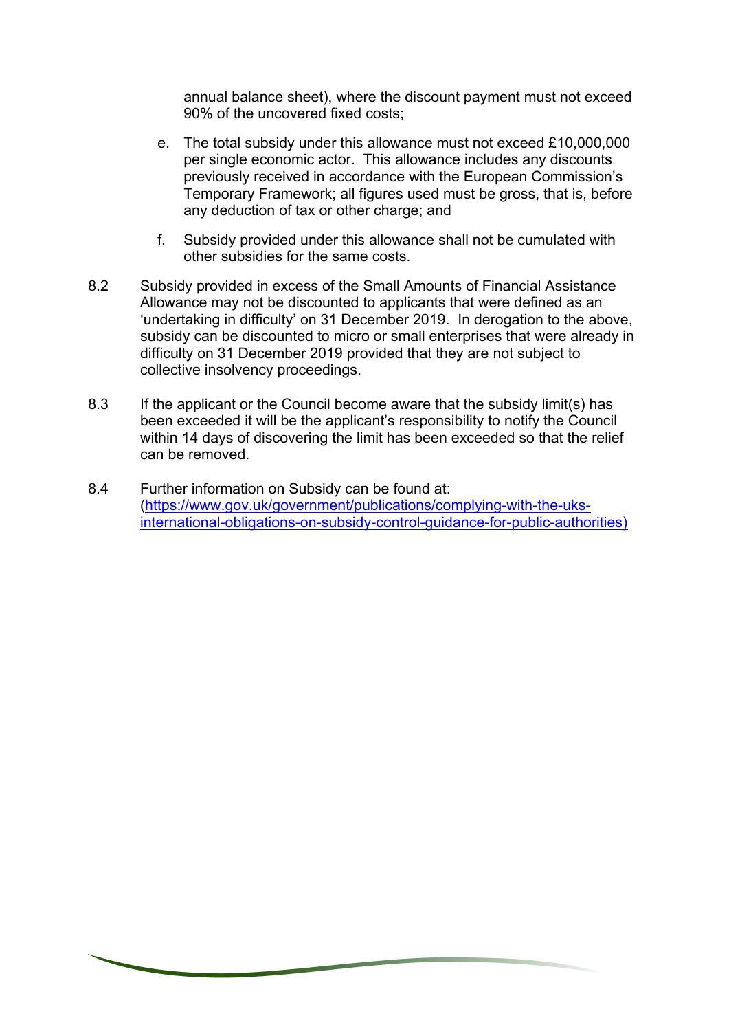annual balance sheet), where the discount payment must not exceed 90% of the uncovered fixed costs;

e. The total subsidy under this allowance must not exceed £10,000,000 per single economic actor. This allowance includes any discounts previously received in accordance with the European Commission's Temporary Framework; all figures used must be gross, that is, before any deduction of tax or other charge; and

f. Subsidy provided under this allowance shall not be cumulated with other subsidies for the same costs.

8.2 Subsidy provided in excess of the Small Amounts of Financial Assistance Allowance may not be discounted to applicants that were defined as an 'undertaking in difficulty' on 31 December 2019. In derogation to the above, subsidy can be discounted to micro or small enterprises that were already in difficulty on 31 December 2019 provided that they are not subject to collective insolvency proceedings.

8.3 If the applicant or the Council become aware that the subsidy limit(s) has been exceeded it will be the applicant's responsibility to notify the Council within 14 days of discovering the limit has been exceeded so that the relief can be removed.

8.4 Further information on Subsidy can be found at: (https://www.gov.uk/government/publications/complying-with-the-uks-international-obligations-on-subsidy-control-guidance-for-public-authorities)